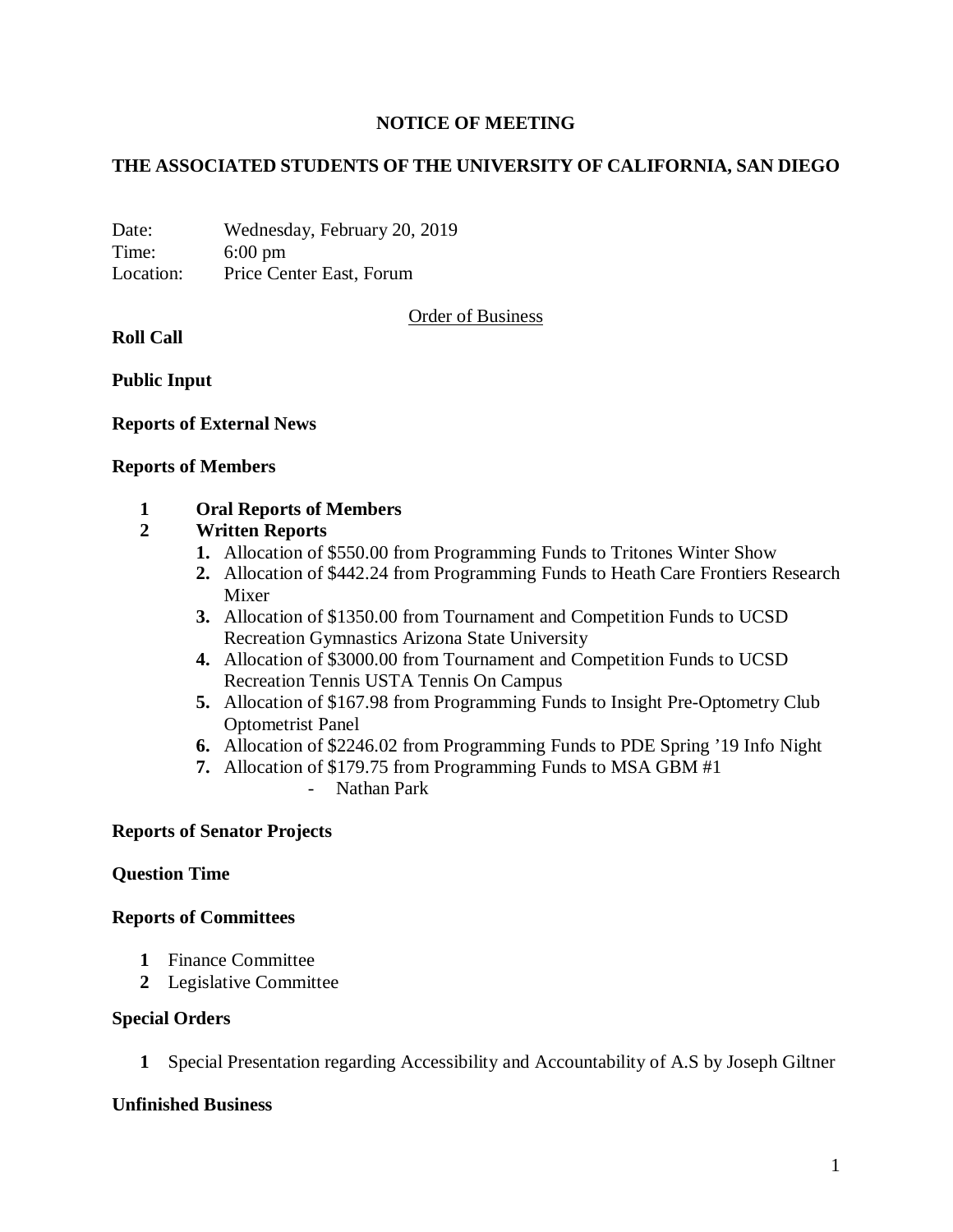**NOTICE OF MEETING**

**THE ASSOCIATED STUDENTS OF THE UNIVERSITY OF CALIFORNIA, SAN DIEGO**

Date: Wednesday, February 20, 2019
Time: 6:00 pm
Location: Price Center East, Forum

Order of Business

**Roll Call**

**Public Input**

**Reports of External News**

**Reports of Members**

1. **Oral Reports of Members**
2. **Written Reports**
    1. Allocation of $550.00 from Programming Funds to Tritones Winter Show
    2. Allocation of $442.24 from Programming Funds to Heath Care Frontiers Research Mixer
    3. Allocation of $1350.00 from Tournament and Competition Funds to UCSD Recreation Gymnastics Arizona State University
    4. Allocation of $3000.00 from Tournament and Competition Funds to UCSD Recreation Tennis USTA Tennis On Campus
    5. Allocation of $167.98 from Programming Funds to Insight Pre-Optometry Club Optometrist Panel
    6. Allocation of $2246.02 from Programming Funds to PDE Spring '19 Info Night
    7. Allocation of $179.75 from Programming Funds to MSA GBM #1
        - Nathan Park

**Reports of Senator Projects**

**Question Time**

**Reports of Committees**

1. Finance Committee
2. Legislative Committee

**Special Orders**

1. Special Presentation regarding Accessibility and Accountability of A.S by Joseph Giltner

**Unfinished Business**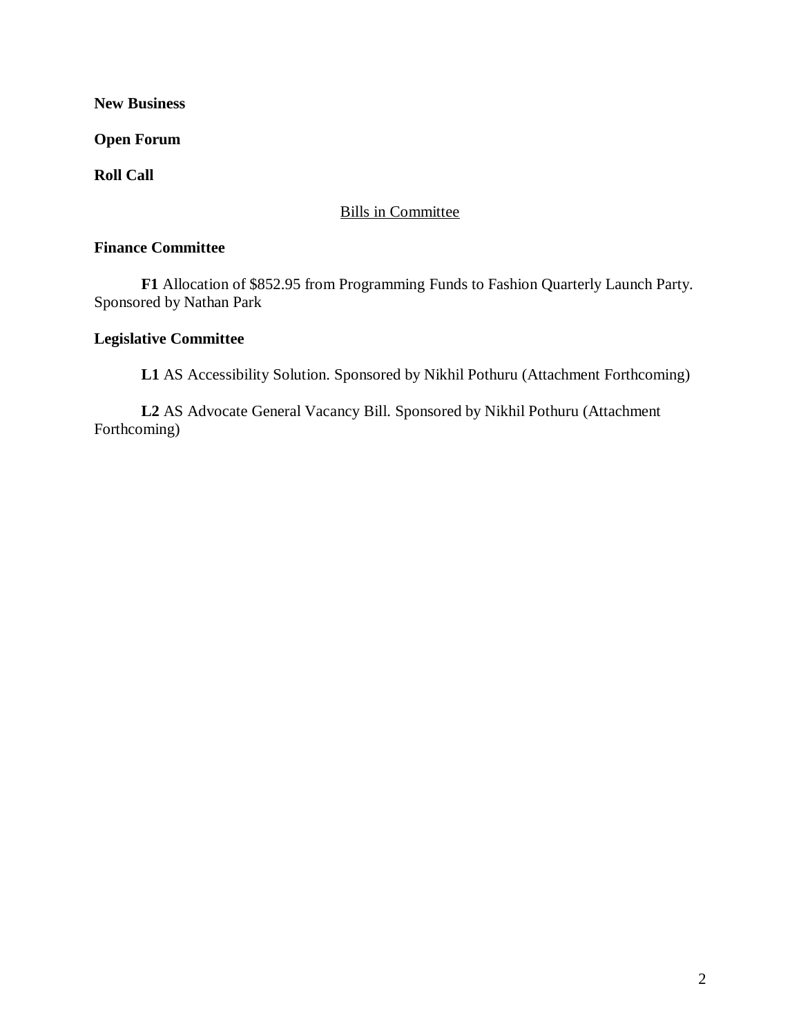**New Business**

**Open Forum**

**Roll Call**

<u>Bills in Committee</u>

**Finance Committee**

**F1** Allocation of $852.95 from Programming Funds to Fashion Quarterly Launch Party. Sponsored by Nathan Park

**Legislative Committee**

**L1** AS Accessibility Solution. Sponsored by Nikhil Pothuru (Attachment Forthcoming)

**L2** AS Advocate General Vacancy Bill. Sponsored by Nikhil Pothuru (Attachment Forthcoming)